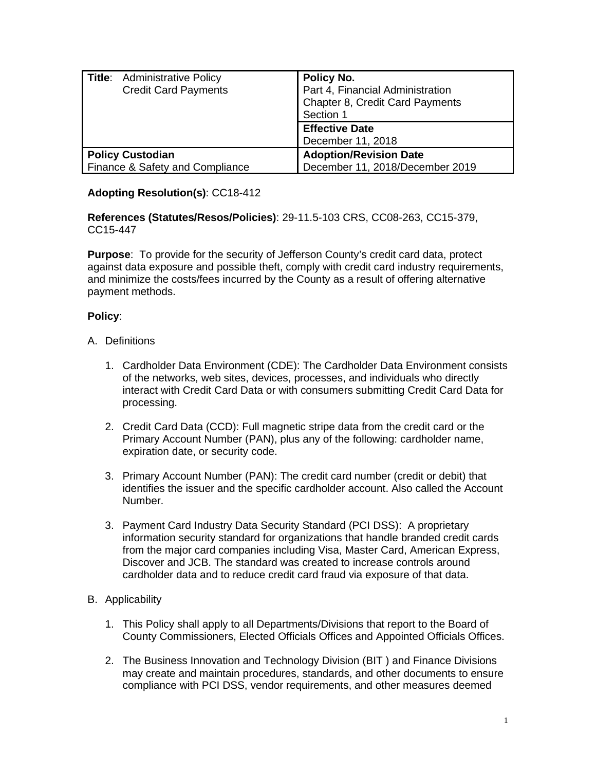| | |
|---|---|
| **Title**: Administrative Policy<br>Credit Card Payments | **Policy No.**<br>Part 4, Financial Administration<br>Chapter 8, Credit Card Payments<br>Section 1 |
| | **Effective Date**<br>December 11, 2018 |
| **Policy Custodian**<br>Finance & Safety and Compliance | **Adoption/Revision Date**<br>December 11, 2018/December 2019 |

**Adopting Resolution(s)**: CC18-412

**References (Statutes/Resos/Policies)**: 29-11.5-103 CRS, CC08-263, CC15-379, CC15-447

**Purpose**: To provide for the security of Jefferson County's credit card data, protect against data exposure and possible theft, comply with credit card industry requirements, and minimize the costs/fees incurred by the County as a result of offering alternative payment methods.

**Policy**:

A. Definitions

1. Cardholder Data Environment (CDE): The Cardholder Data Environment consists of the networks, web sites, devices, processes, and individuals who directly interact with Credit Card Data or with consumers submitting Credit Card Data for processing.

2. Credit Card Data (CCD): Full magnetic stripe data from the credit card or the Primary Account Number (PAN), plus any of the following: cardholder name, expiration date, or security code.

3. Primary Account Number (PAN): The credit card number (credit or debit) that identifies the issuer and the specific cardholder account. Also called the Account Number.

3. Payment Card Industry Data Security Standard (PCI DSS): A proprietary information security standard for organizations that handle branded credit cards from the major card companies including Visa, Master Card, American Express, Discover and JCB. The standard was created to increase controls around cardholder data and to reduce credit card fraud via exposure of that data.

B. Applicability

1. This Policy shall apply to all Departments/Divisions that report to the Board of County Commissioners, Elected Officials Offices and Appointed Officials Offices.

2. The Business Innovation and Technology Division (BIT ) and Finance Divisions may create and maintain procedures, standards, and other documents to ensure compliance with PCI DSS, vendor requirements, and other measures deemed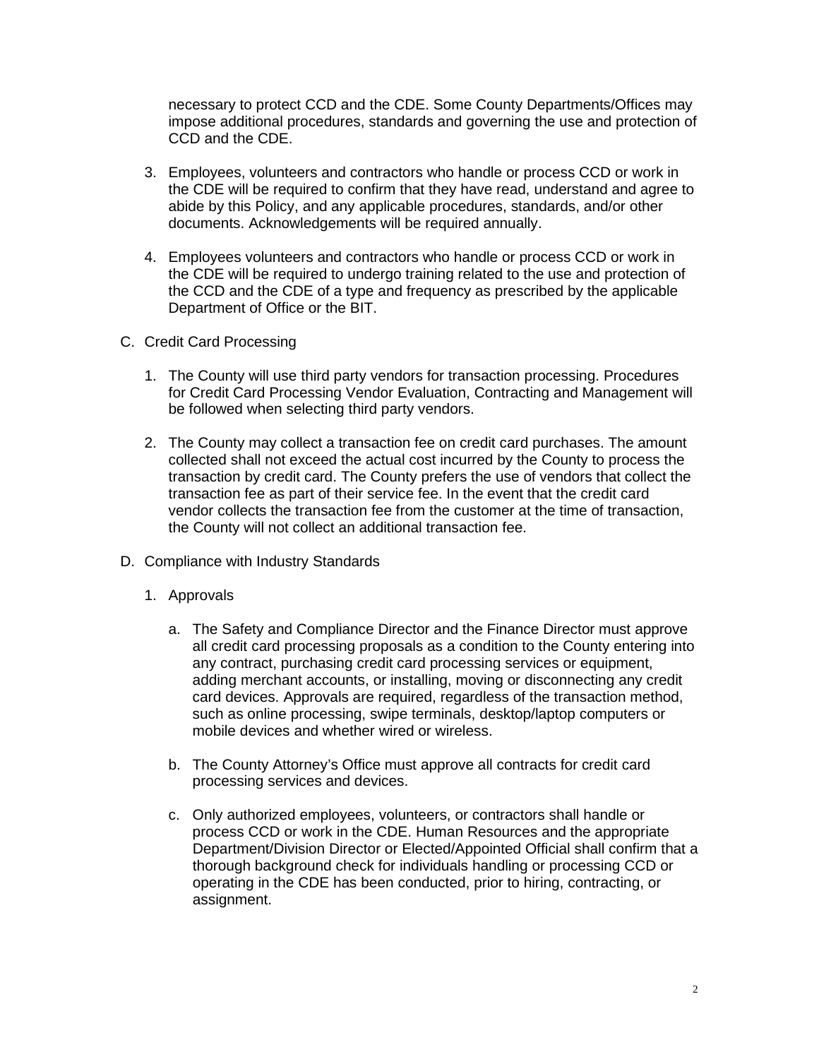necessary to protect CCD and the CDE. Some County Departments/Offices may impose additional procedures, standards and governing the use and protection of CCD and the CDE.

3. Employees, volunteers and contractors who handle or process CCD or work in the CDE will be required to confirm that they have read, understand and agree to abide by this Policy, and any applicable procedures, standards, and/or other documents. Acknowledgements will be required annually.

4. Employees volunteers and contractors who handle or process CCD or work in the CDE will be required to undergo training related to the use and protection of the CCD and the CDE of a type and frequency as prescribed by the applicable Department of Office or the BIT.

C. Credit Card Processing

1. The County will use third party vendors for transaction processing. Procedures for Credit Card Processing Vendor Evaluation, Contracting and Management will be followed when selecting third party vendors.

2. The County may collect a transaction fee on credit card purchases. The amount collected shall not exceed the actual cost incurred by the County to process the transaction by credit card. The County prefers the use of vendors that collect the transaction fee as part of their service fee. In the event that the credit card vendor collects the transaction fee from the customer at the time of transaction, the County will not collect an additional transaction fee.

D. Compliance with Industry Standards

1. Approvals

   a. The Safety and Compliance Director and the Finance Director must approve all credit card processing proposals as a condition to the County entering into any contract, purchasing credit card processing services or equipment, adding merchant accounts, or installing, moving or disconnecting any credit card devices. Approvals are required, regardless of the transaction method, such as online processing, swipe terminals, desktop/laptop computers or mobile devices and whether wired or wireless.

   b. The County Attorney's Office must approve all contracts for credit card processing services and devices.

   c. Only authorized employees, volunteers, or contractors shall handle or process CCD or work in the CDE. Human Resources and the appropriate Department/Division Director or Elected/Appointed Official shall confirm that a thorough background check for individuals handling or processing CCD or operating in the CDE has been conducted, prior to hiring, contracting, or assignment.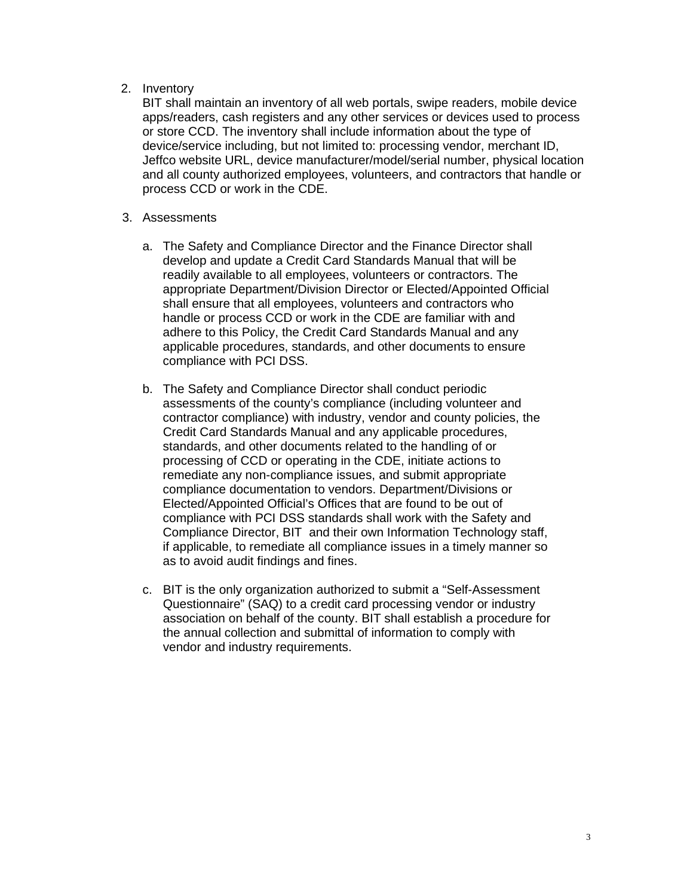2. Inventory

   BIT shall maintain an inventory of all web portals, swipe readers, mobile device apps/readers, cash registers and any other services or devices used to process or store CCD. The inventory shall include information about the type of device/service including, but not limited to: processing vendor, merchant ID, Jeffco website URL, device manufacturer/model/serial number, physical location and all county authorized employees, volunteers, and contractors that handle or process CCD or work in the CDE.

3. Assessments

   a. The Safety and Compliance Director and the Finance Director shall develop and update a Credit Card Standards Manual that will be readily available to all employees, volunteers or contractors. The appropriate Department/Division Director or Elected/Appointed Official shall ensure that all employees, volunteers and contractors who handle or process CCD or work in the CDE are familiar with and adhere to this Policy, the Credit Card Standards Manual and any applicable procedures, standards, and other documents to ensure compliance with PCI DSS.

   b. The Safety and Compliance Director shall conduct periodic assessments of the county's compliance (including volunteer and contractor compliance) with industry, vendor and county policies, the Credit Card Standards Manual and any applicable procedures, standards, and other documents related to the handling of or processing of CCD or operating in the CDE, initiate actions to remediate any non-compliance issues, and submit appropriate compliance documentation to vendors. Department/Divisions or Elected/Appointed Official's Offices that are found to be out of compliance with PCI DSS standards shall work with the Safety and Compliance Director, BIT and their own Information Technology staff, if applicable, to remediate all compliance issues in a timely manner so as to avoid audit findings and fines.

   c. BIT is the only organization authorized to submit a "Self-Assessment Questionnaire" (SAQ) to a credit card processing vendor or industry association on behalf of the county. BIT shall establish a procedure for the annual collection and submittal of information to comply with vendor and industry requirements.